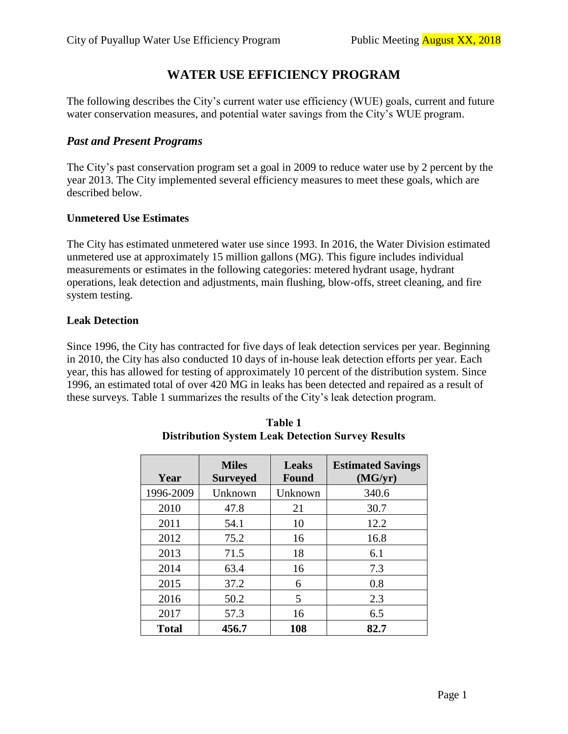# WATER USE EFFICIENCY PROGRAM

The following describes the City's current water use efficiency (WUE) goals, current and future water conservation measures, and potential water savings from the City's WUE program.

## *Past and Present Programs*

The City's past conservation program set a goal in 2009 to reduce water use by 2 percent by the year 2013. The City implemented several efficiency measures to meet these goals, which are described below.

### Unmetered Use Estimates

The City has estimated unmetered water use since 1993. In 2016, the Water Division estimated unmetered use at approximately 15 million gallons (MG). This figure includes individual measurements or estimates in the following categories: metered hydrant usage, hydrant operations, leak detection and adjustments, main flushing, blow-offs, street cleaning, and fire system testing.

### Leak Detection

Since 1996, the City has contracted for five days of leak detection services per year. Beginning in 2010, the City has also conducted 10 days of in-house leak detection efforts per year. Each year, this has allowed for testing of approximately 10 percent of the distribution system. Since 1996, an estimated total of over 420 MG in leaks has been detected and repaired as a result of these surveys. Table 1 summarizes the results of the City's leak detection program.

**Table 1**
**Distribution System Leak Detection Survey Results**

| Year | Miles Surveyed | Leaks Found | Estimated Savings (MG/yr) |
|---|---|---|---|
| 1996-2009 | Unknown | Unknown | 340.6 |
| 2010 | 47.8 | 21 | 30.7 |
| 2011 | 54.1 | 10 | 12.2 |
| 2012 | 75.2 | 16 | 16.8 |
| 2013 | 71.5 | 18 | 6.1 |
| 2014 | 63.4 | 16 | 7.3 |
| 2015 | 37.2 | 6 | 0.8 |
| 2016 | 50.2 | 5 | 2.3 |
| 2017 | 57.3 | 16 | 6.5 |
| **Total** | **456.7** | **108** | **82.7** |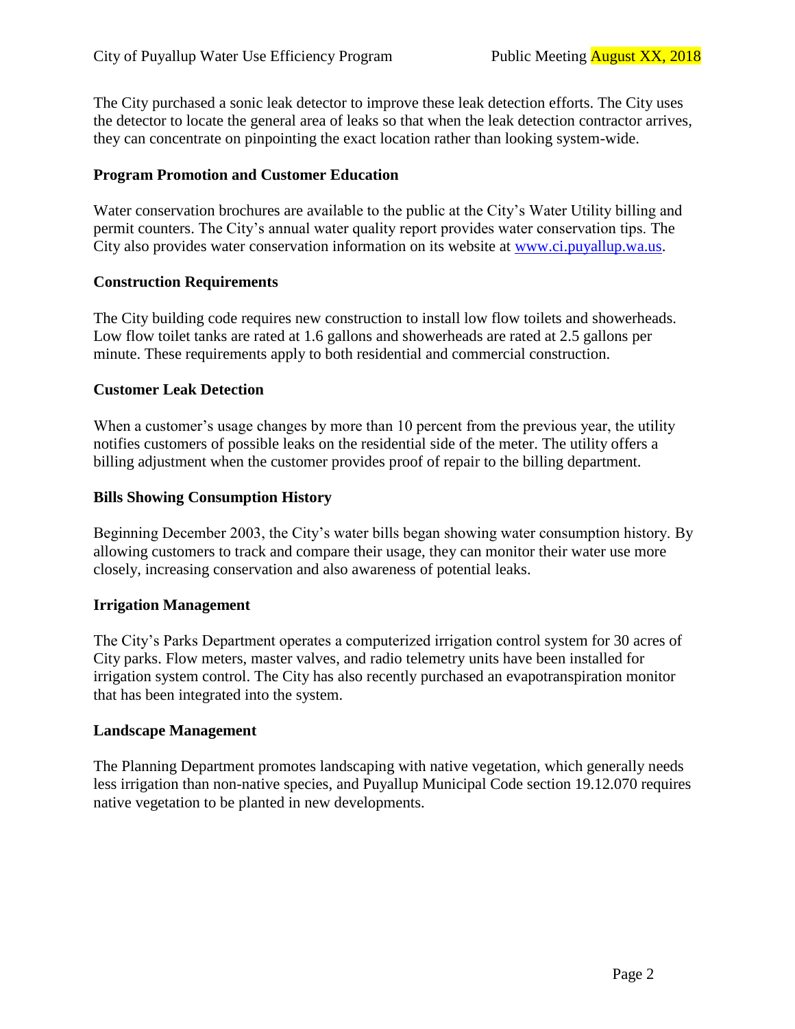The City purchased a sonic leak detector to improve these leak detection efforts. The City uses the detector to locate the general area of leaks so that when the leak detection contractor arrives, they can concentrate on pinpointing the exact location rather than looking system-wide.

**Program Promotion and Customer Education**

Water conservation brochures are available to the public at the City's Water Utility billing and permit counters. The City's annual water quality report provides water conservation tips. The City also provides water conservation information on its website at [www.ci.puyallup.wa.us](www.ci.puyallup.wa.us).

**Construction Requirements**

The City building code requires new construction to install low flow toilets and showerheads. Low flow toilet tanks are rated at 1.6 gallons and showerheads are rated at 2.5 gallons per minute. These requirements apply to both residential and commercial construction.

**Customer Leak Detection**

When a customer's usage changes by more than 10 percent from the previous year, the utility notifies customers of possible leaks on the residential side of the meter. The utility offers a billing adjustment when the customer provides proof of repair to the billing department.

**Bills Showing Consumption History**

Beginning December 2003, the City's water bills began showing water consumption history. By allowing customers to track and compare their usage, they can monitor their water use more closely, increasing conservation and also awareness of potential leaks.

**Irrigation Management**

The City's Parks Department operates a computerized irrigation control system for 30 acres of City parks. Flow meters, master valves, and radio telemetry units have been installed for irrigation system control. The City has also recently purchased an evapotranspiration monitor that has been integrated into the system.

**Landscape Management**

The Planning Department promotes landscaping with native vegetation, which generally needs less irrigation than non-native species, and Puyallup Municipal Code section 19.12.070 requires native vegetation to be planted in new developments.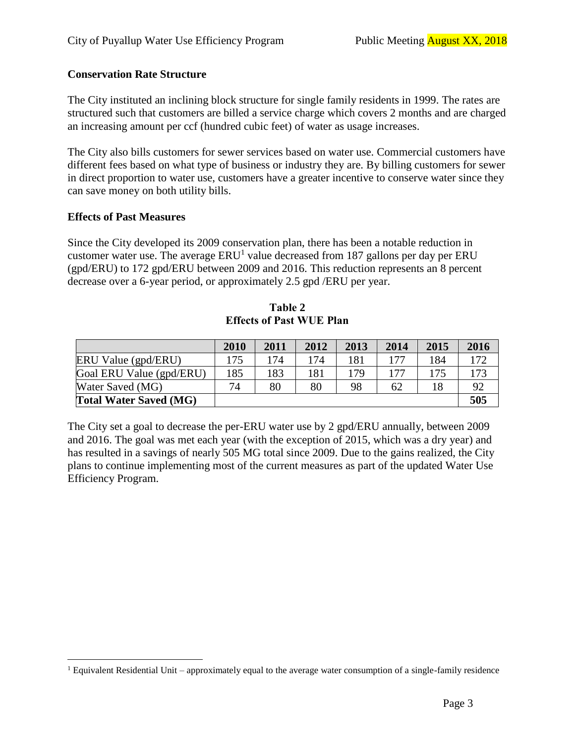**Conservation Rate Structure**

The City instituted an inclining block structure for single family residents in 1999. The rates are structured such that customers are billed a service charge which covers 2 months and are charged an increasing amount per ccf (hundred cubic feet) of water as usage increases.

The City also bills customers for sewer services based on water use. Commercial customers have different fees based on what type of business or industry they are. By billing customers for sewer in direct proportion to water use, customers have a greater incentive to conserve water since they can save money on both utility bills.

**Effects of Past Measures**

Since the City developed its 2009 conservation plan, there has been a notable reduction in customer water use. The average ERU[1] value decreased from 187 gallons per day per ERU (gpd/ERU) to 172 gpd/ERU between 2009 and 2016. This reduction represents an 8 percent decrease over a 6-year period, or approximately 2.5 gpd /ERU per year.

**Table 2**
**Effects of Past WUE Plan**

| | 2010 | 2011 | 2012 | 2013 | 2014 | 2015 | 2016 |
|---|---|---|---|---|---|---|---|
| ERU Value (gpd/ERU) | 175 | 174 | 174 | 181 | 177 | 184 | 172 |
| Goal ERU Value (gpd/ERU) | 185 | 183 | 181 | 179 | 177 | 175 | 173 |
| Water Saved (MG) | 74 | 80 | 80 | 98 | 62 | 18 | 92 |
| **Total Water Saved (MG)** | | | | | | | **505** |

The City set a goal to decrease the per-ERU water use by 2 gpd/ERU annually, between 2009 and 2016. The goal was met each year (with the exception of 2015, which was a dry year) and has resulted in a savings of nearly 505 MG total since 2009. Due to the gains realized, the City plans to continue implementing most of the current measures as part of the updated Water Use Efficiency Program.

[1] Equivalent Residential Unit – approximately equal to the average water consumption of a single-family residence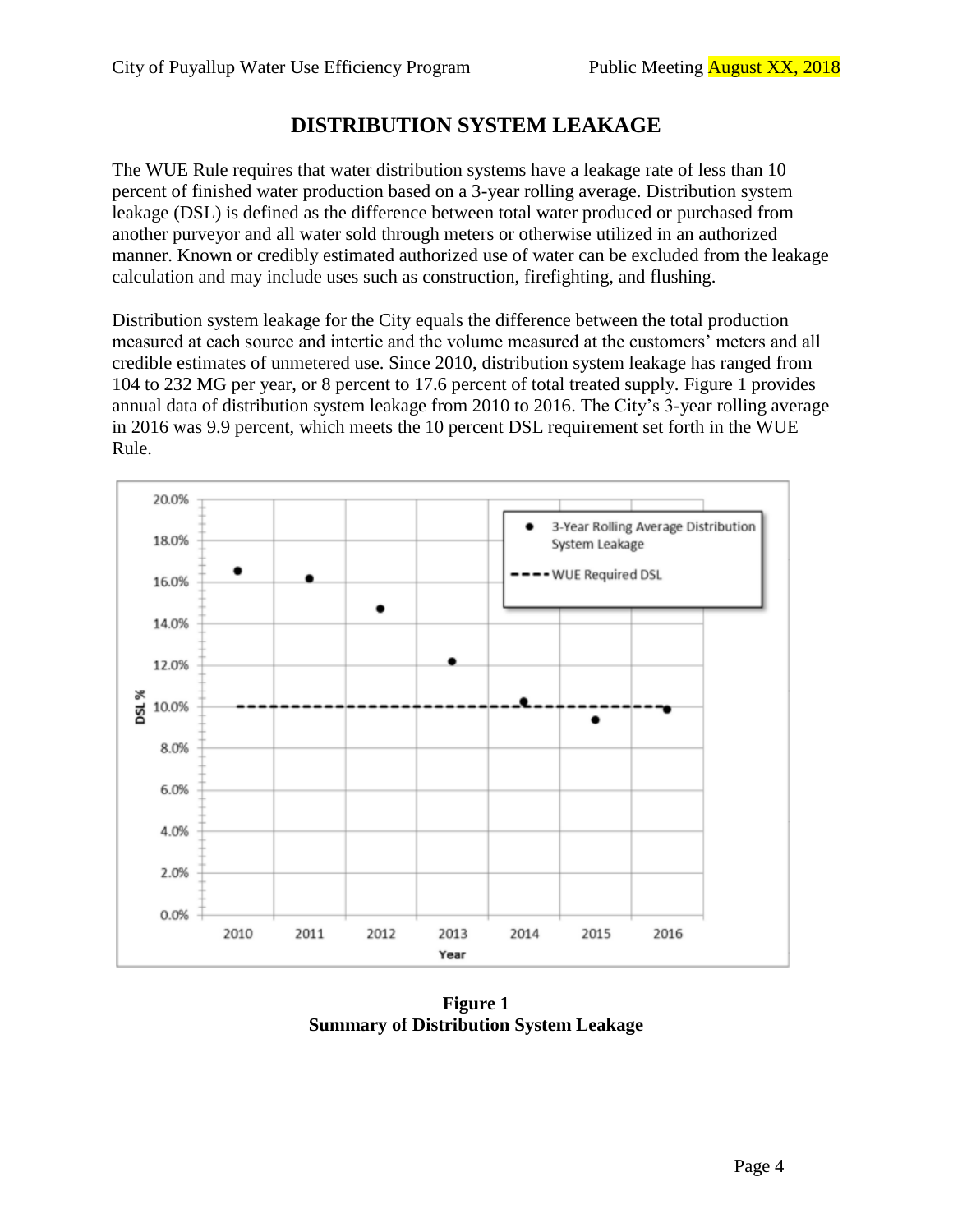## DISTRIBUTION SYSTEM LEAKAGE

The WUE Rule requires that water distribution systems have a leakage rate of less than 10 percent of finished water production based on a 3-year rolling average. Distribution system leakage (DSL) is defined as the difference between total water produced or purchased from another purveyor and all water sold through meters or otherwise utilized in an authorized manner. Known or credibly estimated authorized use of water can be excluded from the leakage calculation and may include uses such as construction, firefighting, and flushing.

Distribution system leakage for the City equals the difference between the total production measured at each source and intertie and the volume measured at the customers' meters and all credible estimates of unmetered use. Since 2010, distribution system leakage has ranged from 104 to 232 MG per year, or 8 percent to 17.6 percent of total treated supply. Figure 1 provides annual data of distribution system leakage from 2010 to 2016. The City's 3-year rolling average in 2016 was 9.9 percent, which meets the 10 percent DSL requirement set forth in the WUE Rule.

**Figure 1**
**Summary of Distribution System Leakage**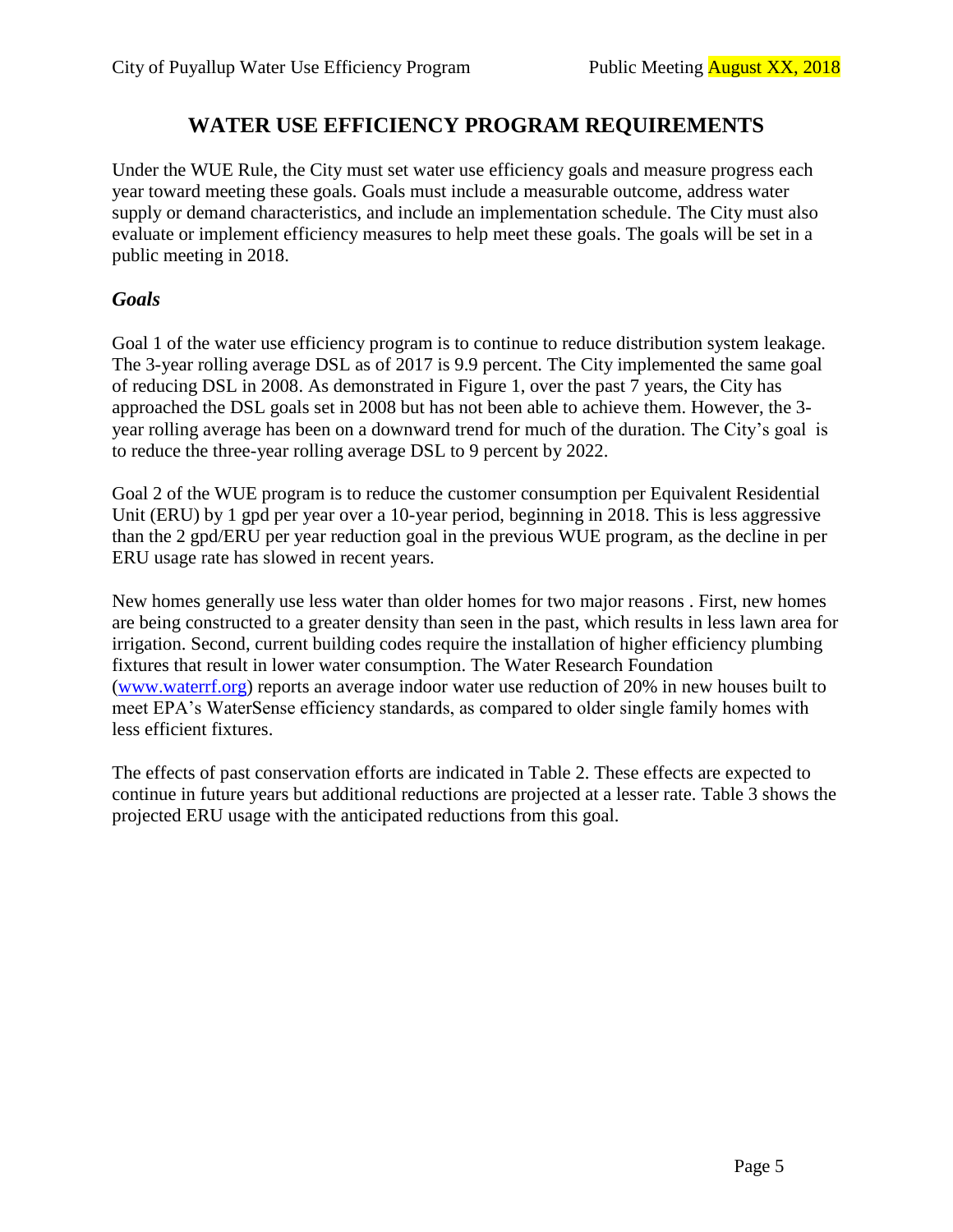# WATER USE EFFICIENCY PROGRAM REQUIREMENTS

Under the WUE Rule, the City must set water use efficiency goals and measure progress each year toward meeting these goals. Goals must include a measurable outcome, address water supply or demand characteristics, and include an implementation schedule. The City must also evaluate or implement efficiency measures to help meet these goals. The goals will be set in a public meeting in 2018.

## *Goals*

Goal 1 of the water use efficiency program is to continue to reduce distribution system leakage. The 3-year rolling average DSL as of 2017 is 9.9 percent. The City implemented the same goal of reducing DSL in 2008. As demonstrated in Figure 1, over the past 7 years, the City has approached the DSL goals set in 2008 but has not been able to achieve them. However, the 3-year rolling average has been on a downward trend for much of the duration. The City's goal is to reduce the three-year rolling average DSL to 9 percent by 2022.

Goal 2 of the WUE program is to reduce the customer consumption per Equivalent Residential Unit (ERU) by 1 gpd per year over a 10-year period, beginning in 2018. This is less aggressive than the 2 gpd/ERU per year reduction goal in the previous WUE program, as the decline in per ERU usage rate has slowed in recent years.

New homes generally use less water than older homes for two major reasons . First, new homes are being constructed to a greater density than seen in the past, which results in less lawn area for irrigation. Second, current building codes require the installation of higher efficiency plumbing fixtures that result in lower water consumption. The Water Research Foundation (www.waterrf.org) reports an average indoor water use reduction of 20% in new houses built to meet EPA's WaterSense efficiency standards, as compared to older single family homes with less efficient fixtures.

The effects of past conservation efforts are indicated in Table 2. These effects are expected to continue in future years but additional reductions are projected at a lesser rate. Table 3 shows the projected ERU usage with the anticipated reductions from this goal.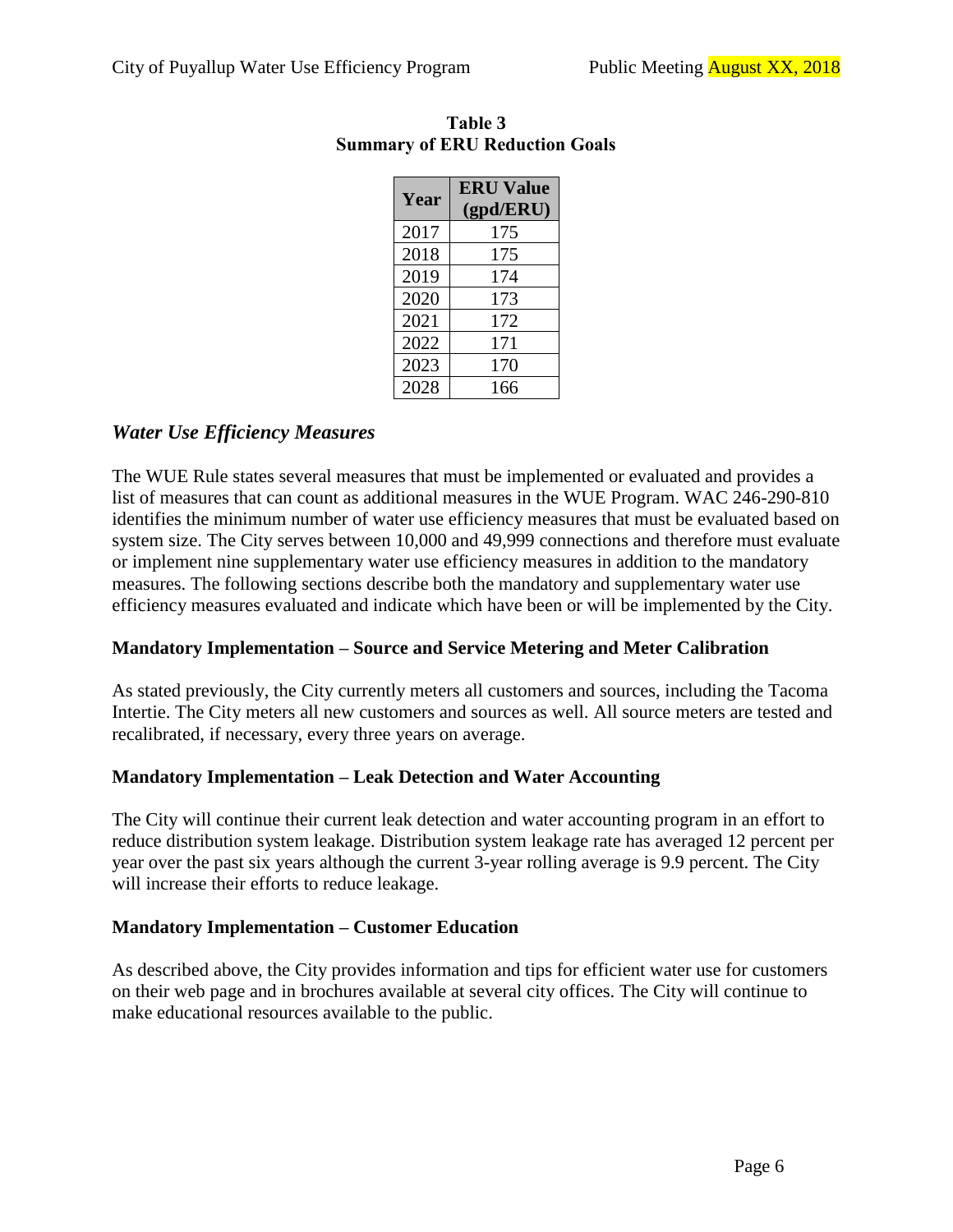**Table 3**
**Summary of ERU Reduction Goals**

| Year | ERU Value (gpd/ERU) |
|---|---|
| 2017 | 175 |
| 2018 | 175 |
| 2019 | 174 |
| 2020 | 173 |
| 2021 | 172 |
| 2022 | 171 |
| 2023 | 170 |
| 2028 | 166 |

## *Water Use Efficiency Measures*

The WUE Rule states several measures that must be implemented or evaluated and provides a list of measures that can count as additional measures in the WUE Program. WAC 246-290-810 identifies the minimum number of water use efficiency measures that must be evaluated based on system size. The City serves between 10,000 and 49,999 connections and therefore must evaluate or implement nine supplementary water use efficiency measures in addition to the mandatory measures. The following sections describe both the mandatory and supplementary water use efficiency measures evaluated and indicate which have been or will be implemented by the City.

### Mandatory Implementation – Source and Service Metering and Meter Calibration

As stated previously, the City currently meters all customers and sources, including the Tacoma Intertie. The City meters all new customers and sources as well. All source meters are tested and recalibrated, if necessary, every three years on average.

### Mandatory Implementation – Leak Detection and Water Accounting

The City will continue their current leak detection and water accounting program in an effort to reduce distribution system leakage. Distribution system leakage rate has averaged 12 percent per year over the past six years although the current 3-year rolling average is 9.9 percent. The City will increase their efforts to reduce leakage.

### Mandatory Implementation – Customer Education

As described above, the City provides information and tips for efficient water use for customers on their web page and in brochures available at several city offices. The City will continue to make educational resources available to the public.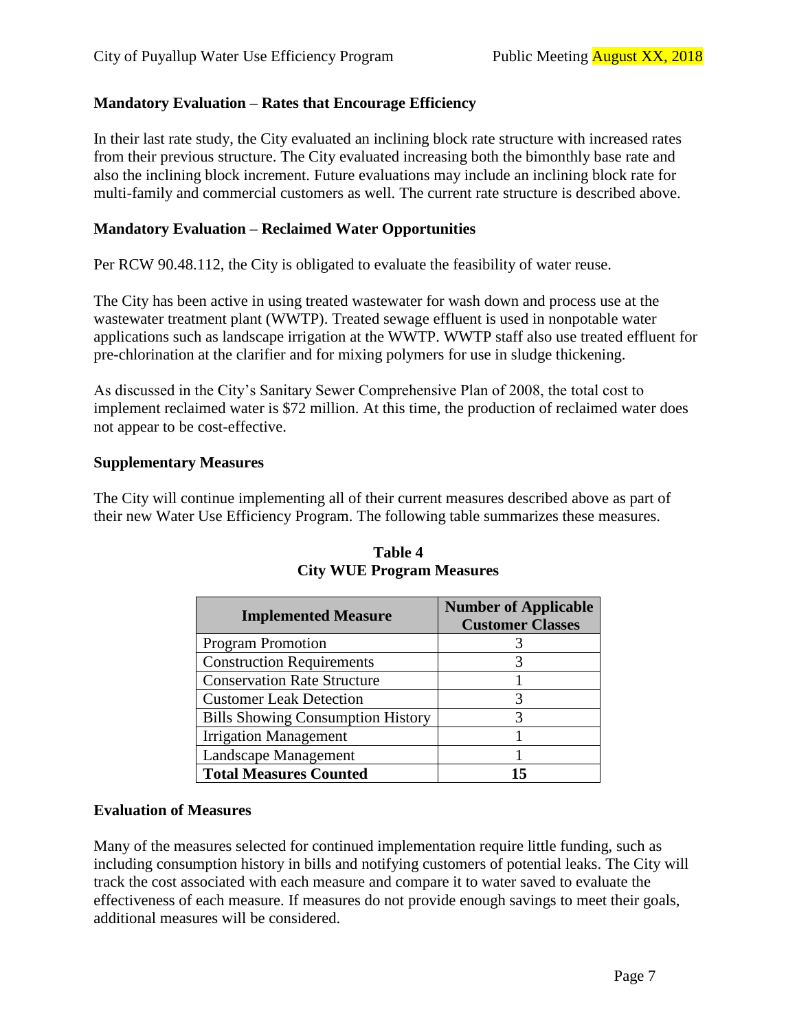### Mandatory Evaluation – Rates that Encourage Efficiency

In their last rate study, the City evaluated an inclining block rate structure with increased rates from their previous structure. The City evaluated increasing both the bimonthly base rate and also the inclining block increment. Future evaluations may include an inclining block rate for multi-family and commercial customers as well. The current rate structure is described above.

### Mandatory Evaluation – Reclaimed Water Opportunities

Per RCW 90.48.112, the City is obligated to evaluate the feasibility of water reuse.

The City has been active in using treated wastewater for wash down and process use at the wastewater treatment plant (WWTP). Treated sewage effluent is used in nonpotable water applications such as landscape irrigation at the WWTP. WWTP staff also use treated effluent for pre-chlorination at the clarifier and for mixing polymers for use in sludge thickening.

As discussed in the City's Sanitary Sewer Comprehensive Plan of 2008, the total cost to implement reclaimed water is $72 million. At this time, the production of reclaimed water does not appear to be cost-effective.

### Supplementary Measures

The City will continue implementing all of their current measures described above as part of their new Water Use Efficiency Program. The following table summarizes these measures.

**Table 4**
**City WUE Program Measures**

| Implemented Measure | Number of Applicable Customer Classes |
|---|---|
| Program Promotion | 3 |
| Construction Requirements | 3 |
| Conservation Rate Structure | 1 |
| Customer Leak Detection | 3 |
| Bills Showing Consumption History | 3 |
| Irrigation Management | 1 |
| Landscape Management | 1 |
| **Total Measures Counted** | **15** |

### Evaluation of Measures

Many of the measures selected for continued implementation require little funding, such as including consumption history in bills and notifying customers of potential leaks. The City will track the cost associated with each measure and compare it to water saved to evaluate the effectiveness of each measure. If measures do not provide enough savings to meet their goals, additional measures will be considered.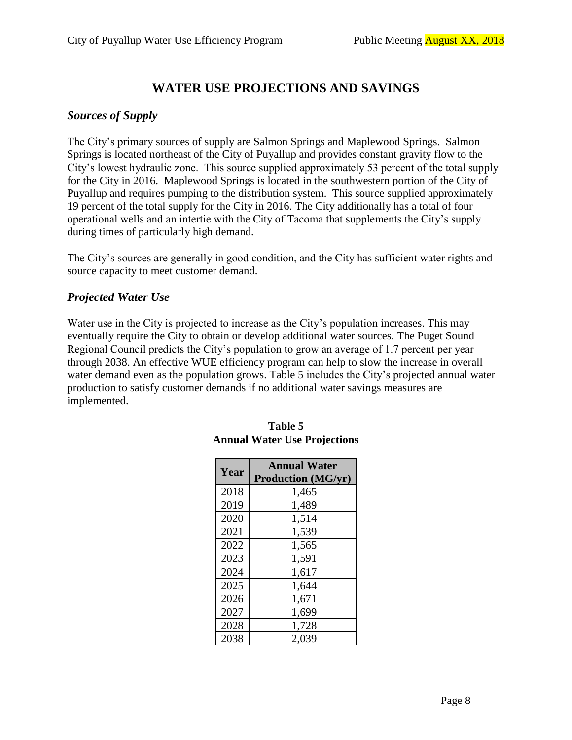# WATER USE PROJECTIONS AND SAVINGS

## *Sources of Supply*

The City's primary sources of supply are Salmon Springs and Maplewood Springs. Salmon Springs is located northeast of the City of Puyallup and provides constant gravity flow to the City's lowest hydraulic zone. This source supplied approximately 53 percent of the total supply for the City in 2016. Maplewood Springs is located in the southwestern portion of the City of Puyallup and requires pumping to the distribution system. This source supplied approximately 19 percent of the total supply for the City in 2016. The City additionally has a total of four operational wells and an intertie with the City of Tacoma that supplements the City's supply during times of particularly high demand.

The City's sources are generally in good condition, and the City has sufficient water rights and source capacity to meet customer demand.

## *Projected Water Use*

Water use in the City is projected to increase as the City's population increases. This may eventually require the City to obtain or develop additional water sources. The Puget Sound Regional Council predicts the City's population to grow an average of 1.7 percent per year through 2038. An effective WUE efficiency program can help to slow the increase in overall water demand even as the population grows. Table 5 includes the City's projected annual water production to satisfy customer demands if no additional water savings measures are implemented.

**Table 5**
**Annual Water Use Projections**

| Year | Annual Water Production (MG/yr) |
|---|---|
| 2018 | 1,465 |
| 2019 | 1,489 |
| 2020 | 1,514 |
| 2021 | 1,539 |
| 2022 | 1,565 |
| 2023 | 1,591 |
| 2024 | 1,617 |
| 2025 | 1,644 |
| 2026 | 1,671 |
| 2027 | 1,699 |
| 2028 | 1,728 |
| 2038 | 2,039 |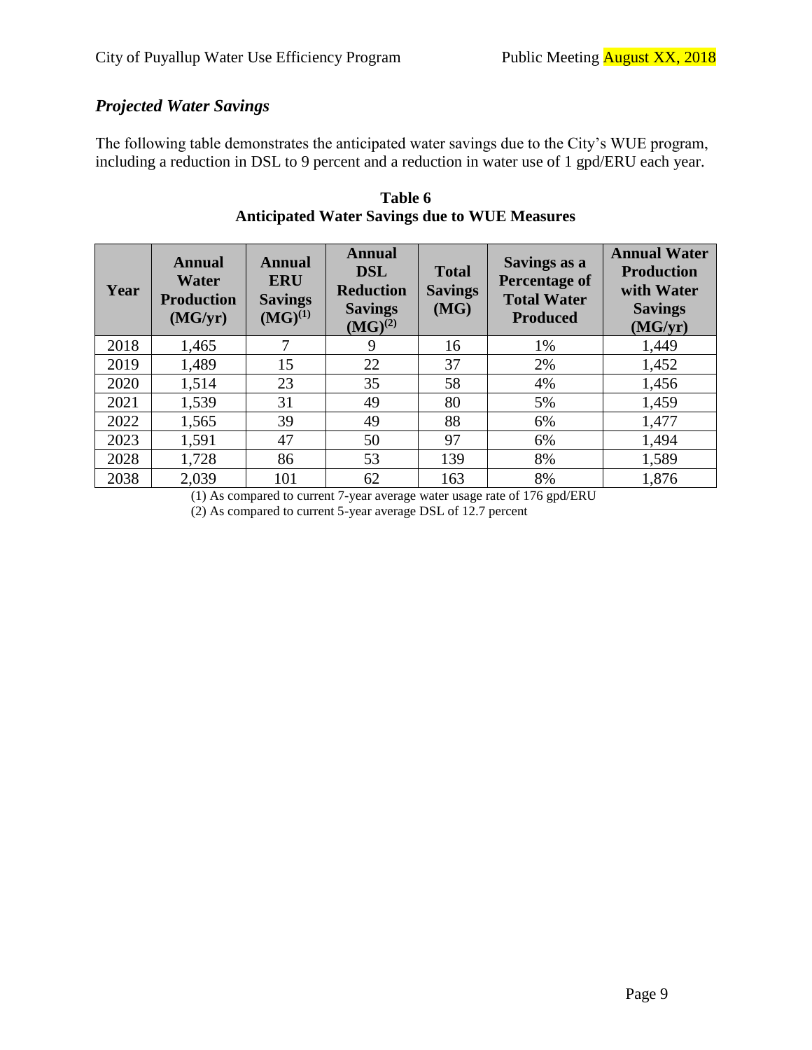### *Projected Water Savings*

The following table demonstrates the anticipated water savings due to the City's WUE program, including a reduction in DSL to 9 percent and a reduction in water use of 1 gpd/ERU each year.

**Table 6**
**Anticipated Water Savings due to WUE Measures**

| Year | Annual Water Production (MG/yr) | Annual ERU Savings (MG)(1) | Annual DSL Reduction Savings (MG)(2) | Total Savings (MG) | Savings as a Percentage of Total Water Produced | Annual Water Production with Water Savings (MG/yr) |
|---|---|---|---|---|---|---|
| 2018 | 1,465 | 7 | 9 | 16 | 1% | 1,449 |
| 2019 | 1,489 | 15 | 22 | 37 | 2% | 1,452 |
| 2020 | 1,514 | 23 | 35 | 58 | 4% | 1,456 |
| 2021 | 1,539 | 31 | 49 | 80 | 5% | 1,459 |
| 2022 | 1,565 | 39 | 49 | 88 | 6% | 1,477 |
| 2023 | 1,591 | 47 | 50 | 97 | 6% | 1,494 |
| 2028 | 1,728 | 86 | 53 | 139 | 8% | 1,589 |
| 2038 | 2,039 | 101 | 62 | 163 | 8% | 1,876 |

(1) As compared to current 7-year average water usage rate of 176 gpd/ERU

(2) As compared to current 5-year average DSL of 12.7 percent